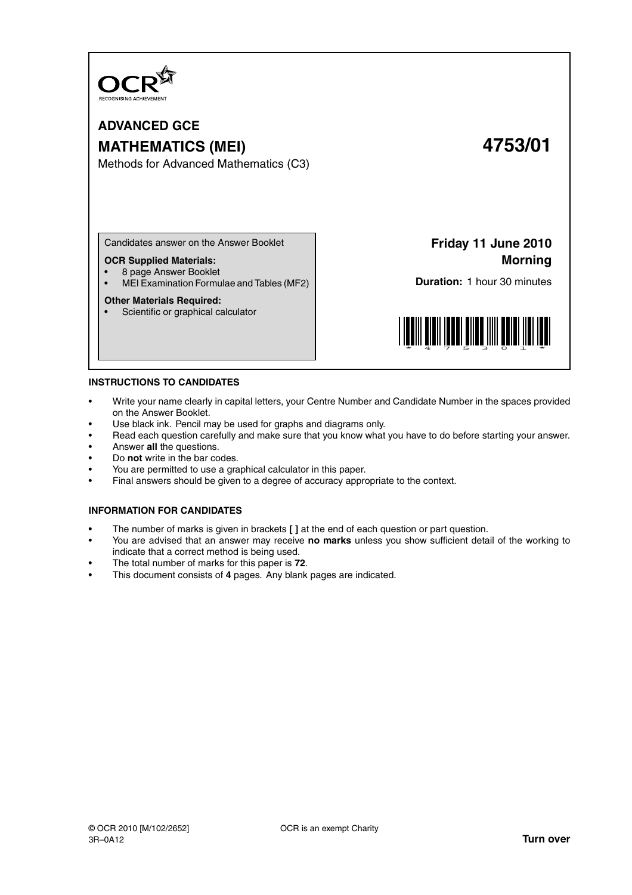OCR RECOGNISING ACHIEVEMENT

# ADVANCED GCE

# MATHEMATICS (MEI) 4753/01

Methods for Advanced Mathematics (C3)

Candidates answer on the Answer Booklet

**OCR Supplied Materials:**
- 8 page Answer Booklet
- MEI Examination Formulae and Tables (MF2)

**Other Materials Required:**
- Scientific or graphical calculator

**Friday 11 June 2010**
**Morning**

**Duration:** 1 hour 30 minutes

## INSTRUCTIONS TO CANDIDATES

- Write your name clearly in capital letters, your Centre Number and Candidate Number in the spaces provided on the Answer Booklet.
- Use black ink. Pencil may be used for graphs and diagrams only.
- Read each question carefully and make sure that you know what you have to do before starting your answer.
- Answer **all** the questions.
- Do **not** write in the bar codes.
- You are permitted to use a graphical calculator in this paper.
- Final answers should be given to a degree of accuracy appropriate to the context.

## INFORMATION FOR CANDIDATES

- The number of marks is given in brackets **[ ]** at the end of each question or part question.
- You are advised that an answer may receive **no marks** unless you show sufficient detail of the working to indicate that a correct method is being used.
- The total number of marks for this paper is **72**.
- This document consists of **4** pages. Any blank pages are indicated.

© OCR 2010 [M/102/2652] OCR is an exempt Charity
3R–0A12 **Turn over**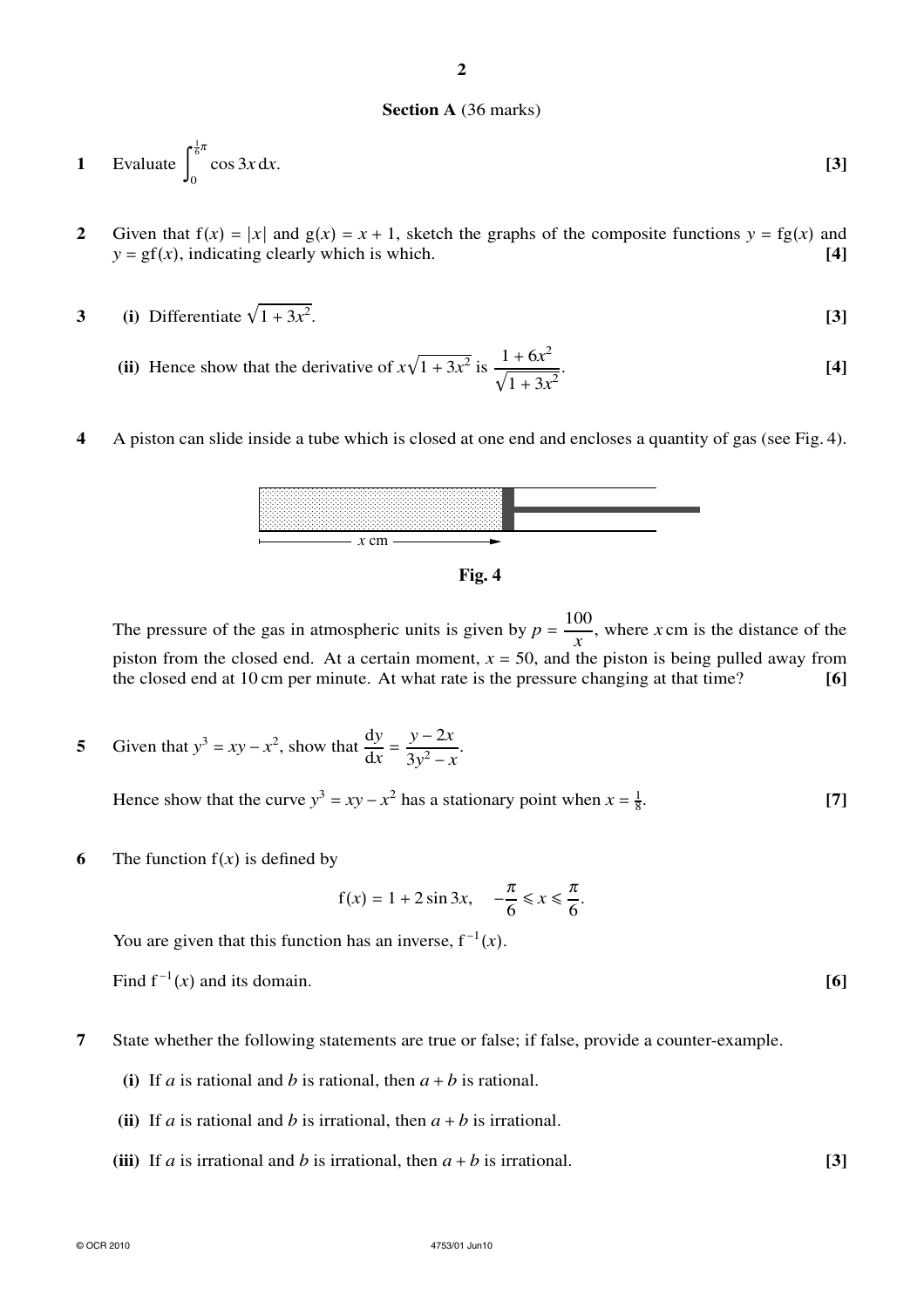## Section A (36 marks)

**1** Evaluate $\int_0^{\frac{1}{6}\pi} \cos 3x \, dx$. **[3]**

**2** Given that $f(x) = |x|$ and $g(x) = x + 1$, sketch the graphs of the composite functions $y = fg(x)$ and $y = gf(x)$, indicating clearly which is which. **[4]**

**3** **(i)** Differentiate $\sqrt{1 + 3x^2}$. **[3]**

**(ii)** Hence show that the derivative of $x\sqrt{1 + 3x^2}$ is $\dfrac{1 + 6x^2}{\sqrt{1 + 3x^2}}$. **[4]**

**4** A piston can slide inside a tube which is closed at one end and encloses a quantity of gas (see Fig. 4).

$x$ cm

**Fig. 4**

The pressure of the gas in atmospheric units is given by $p = \dfrac{100}{x}$, where $x$ cm is the distance of the piston from the closed end. At a certain moment, $x = 50$, and the piston is being pulled away from the closed end at 10 cm per minute. At what rate is the pressure changing at that time? **[6]**

**5** Given that $y^3 = xy - x^2$, show that $\dfrac{dy}{dx} = \dfrac{y - 2x}{3y^2 - x}$.

Hence show that the curve $y^3 = xy - x^2$ has a stationary point when $x = \frac{1}{8}$. **[7]**

**6** The function $f(x)$ is defined by

$$f(x) = 1 + 2\sin 3x, \quad -\frac{\pi}{6} \leqslant x \leqslant \frac{\pi}{6}.$$

You are given that this function has an inverse, $f^{-1}(x)$.

Find $f^{-1}(x)$ and its domain. **[6]**

**7** State whether the following statements are true or false; if false, provide a counter-example.

**(i)** If $a$ is rational and $b$ is rational, then $a + b$ is rational.

**(ii)** If $a$ is rational and $b$ is irrational, then $a + b$ is irrational.

**(iii)** If $a$ is irrational and $b$ is irrational, then $a + b$ is irrational. **[3]**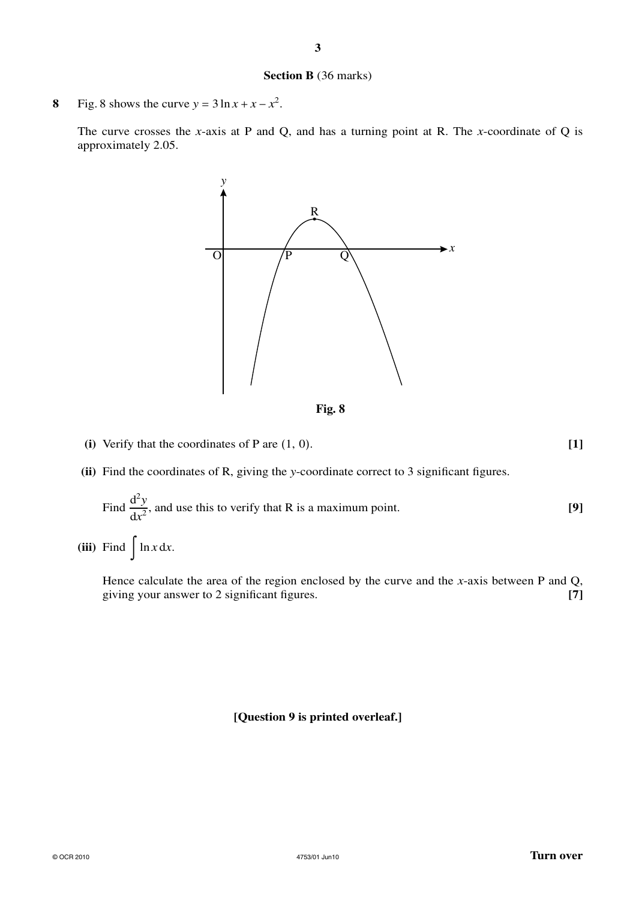## Section B (36 marks)

**8** Fig. 8 shows the curve $y = 3\ln x + x - x^2$.

The curve crosses the $x$-axis at P and Q, and has a turning point at R. The $x$-coordinate of Q is approximately 2.05.

**Fig. 8**

**(i)** Verify that the coordinates of P are (1, 0). **[1]**

**(ii)** Find the coordinates of R, giving the $y$-coordinate correct to 3 significant figures.

Find $\frac{d^2y}{dx^2}$, and use this to verify that R is a maximum point. **[9]**

**(iii)** Find $\int \ln x \, dx$.

Hence calculate the area of the region enclosed by the curve and the $x$-axis between P and Q, giving your answer to 2 significant figures. **[7]**

**[Question 9 is printed overleaf.]**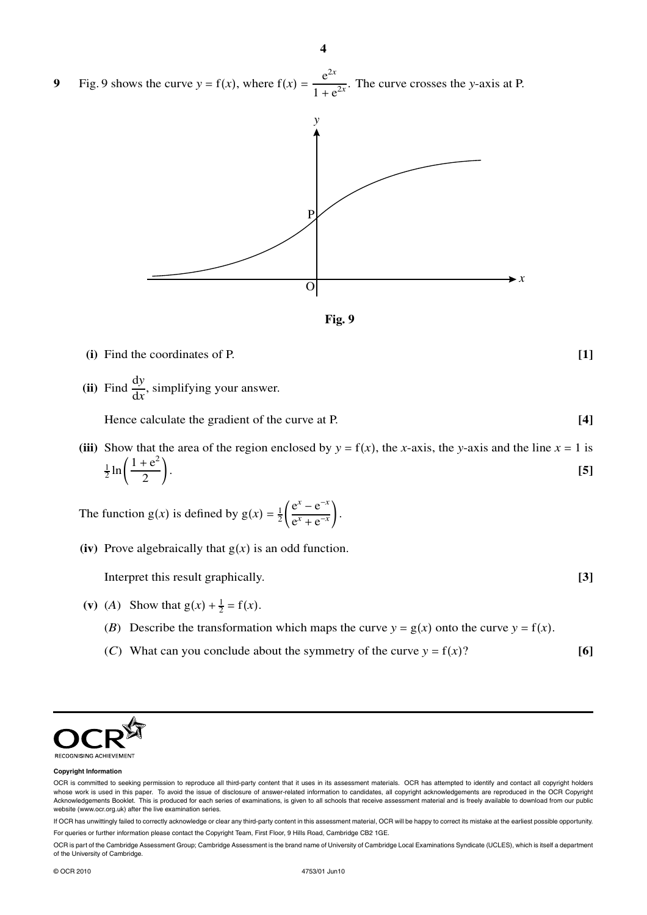**9** Fig. 9 shows the curve $y = \mathrm{f}(x)$, where $\mathrm{f}(x) = \dfrac{e^{2x}}{1 + e^{2x}}$. The curve crosses the $y$-axis at P.

y

P

O

x

**Fig. 9**

**(i)** Find the coordinates of P. **[1]**

**(ii)** Find $\dfrac{dy}{dx}$, simplifying your answer.

Hence calculate the gradient of the curve at P. **[4]**

**(iii)** Show that the area of the region enclosed by $y = \mathrm{f}(x)$, the $x$-axis, the $y$-axis and the line $x = 1$ is $\frac{1}{2}\ln\left(\dfrac{1 + e^2}{2}\right)$. **[5]**

The function $\mathrm{g}(x)$ is defined by $\mathrm{g}(x) = \frac{1}{2}\left(\dfrac{e^x - e^{-x}}{e^x + e^{-x}}\right)$.

**(iv)** Prove algebraically that $\mathrm{g}(x)$ is an odd function.

Interpret this result graphically. **[3]**

**(v)** (*A*) Show that $\mathrm{g}(x) + \frac{1}{2} = \mathrm{f}(x)$.

(*B*) Describe the transformation which maps the curve $y = \mathrm{g}(x)$ onto the curve $y = \mathrm{f}(x)$.

(*C*) What can you conclude about the symmetry of the curve $y = \mathrm{f}(x)$? **[6]**

**Copyright Information**

OCR is committed to seeking permission to reproduce all third-party content that it uses in its assessment materials. OCR has attempted to identify and contact all copyright holders whose work is used in this paper. To avoid the issue of disclosure of answer-related information to candidates, all copyright acknowledgements are reproduced in the OCR Copyright Acknowledgements Booklet. This is produced for each series of examinations, is given to all schools that receive assessment material and is freely available to download from our public website (www.ocr.org.uk) after the live examination series.

If OCR has unwittingly failed to correctly acknowledge or clear any third-party content in this assessment material, OCR will be happy to correct its mistake at the earliest possible opportunity.

For queries or further information please contact the Copyright Team, First Floor, 9 Hills Road, Cambridge CB2 1GE.

OCR is part of the Cambridge Assessment Group; Cambridge Assessment is the brand name of University of Cambridge Local Examinations Syndicate (UCLES), which is itself a department of the University of Cambridge.

© OCR 2010 4753/01 Jun10